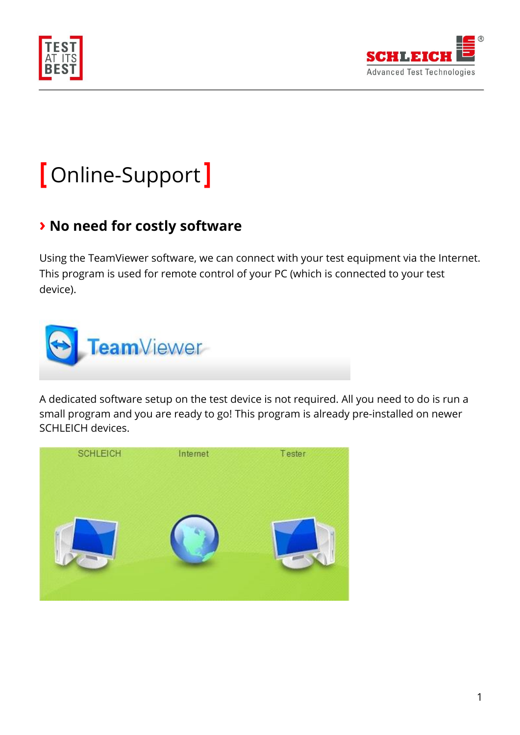# [ Online-Support ]

## › No need for costly software

Using the TeamViewer software, we can connect with your test equipment via the Internet. This program is used for remote control of your PC (which is connected to your test device).

A dedicated software setup on the test device is not required. All you need to do is run a small program and you are ready to go! This program is already pre-installed on newer SCHLEICH devices.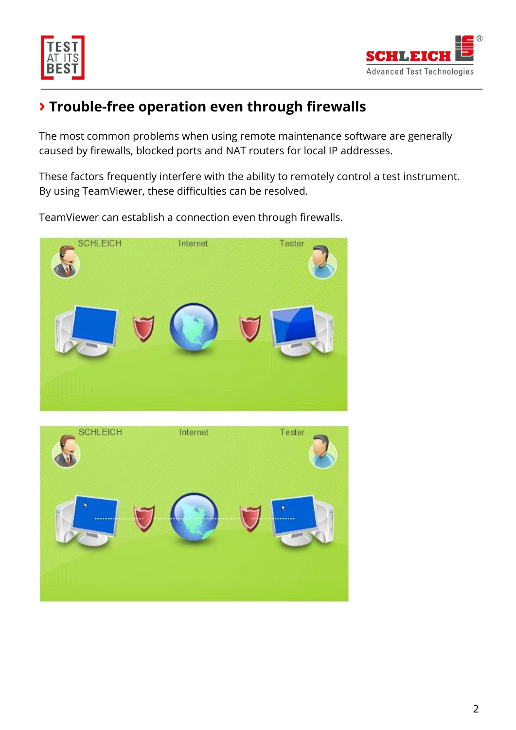## › Trouble-free operation even through firewalls

The most common problems when using remote maintenance software are generally caused by firewalls, blocked ports and NAT routers for local IP addresses.

These factors frequently interfere with the ability to remotely control a test instrument. By using TeamViewer, these difficulties can be resolved.

TeamViewer can establish a connection even through firewalls.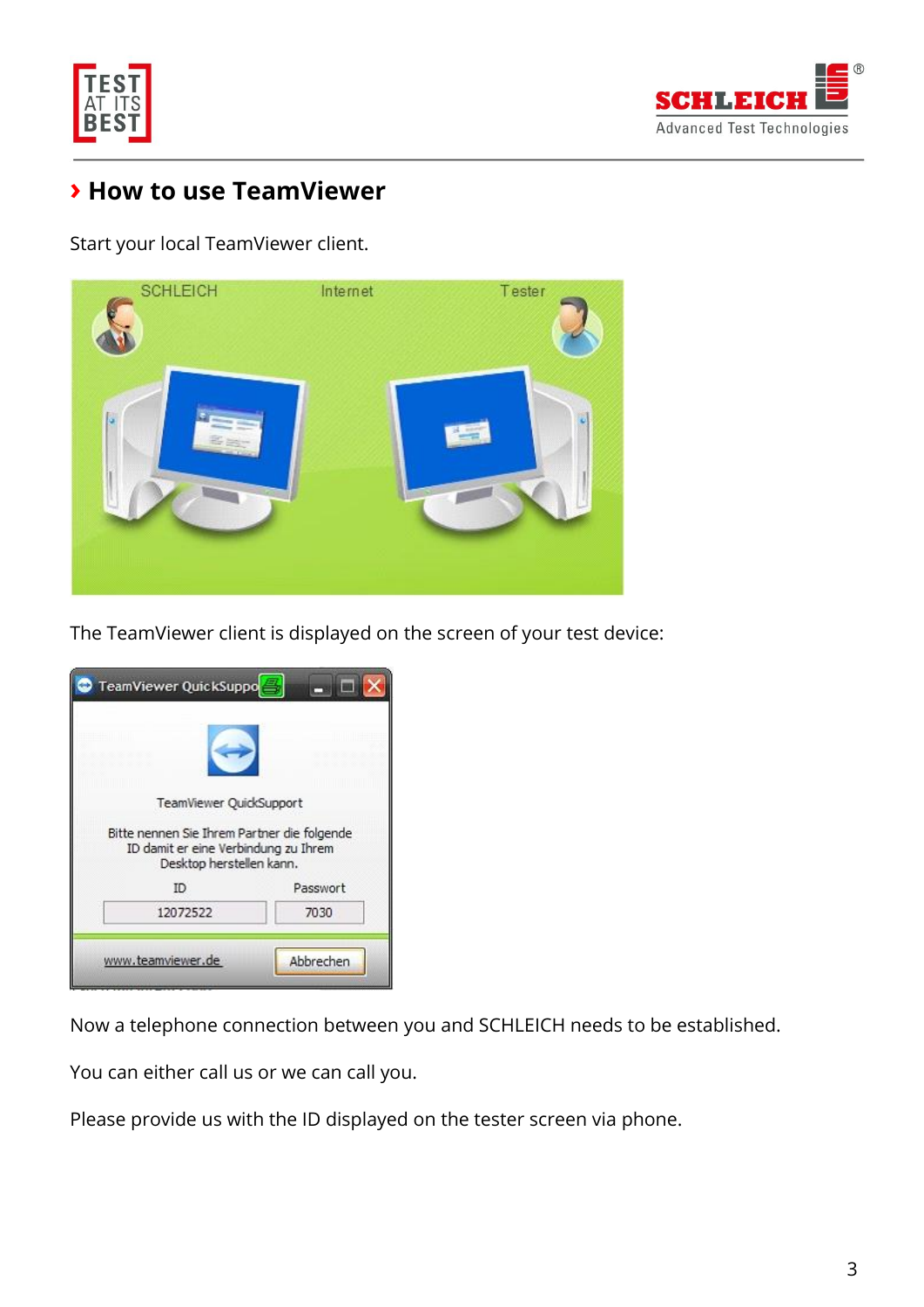## How to use TeamViewer

Start your local TeamViewer client.

The TeamViewer client is displayed on the screen of your test device:

Now a telephone connection between you and SCHLEICH needs to be established.

You can either call us or we can call you.

Please provide us with the ID displayed on the tester screen via phone.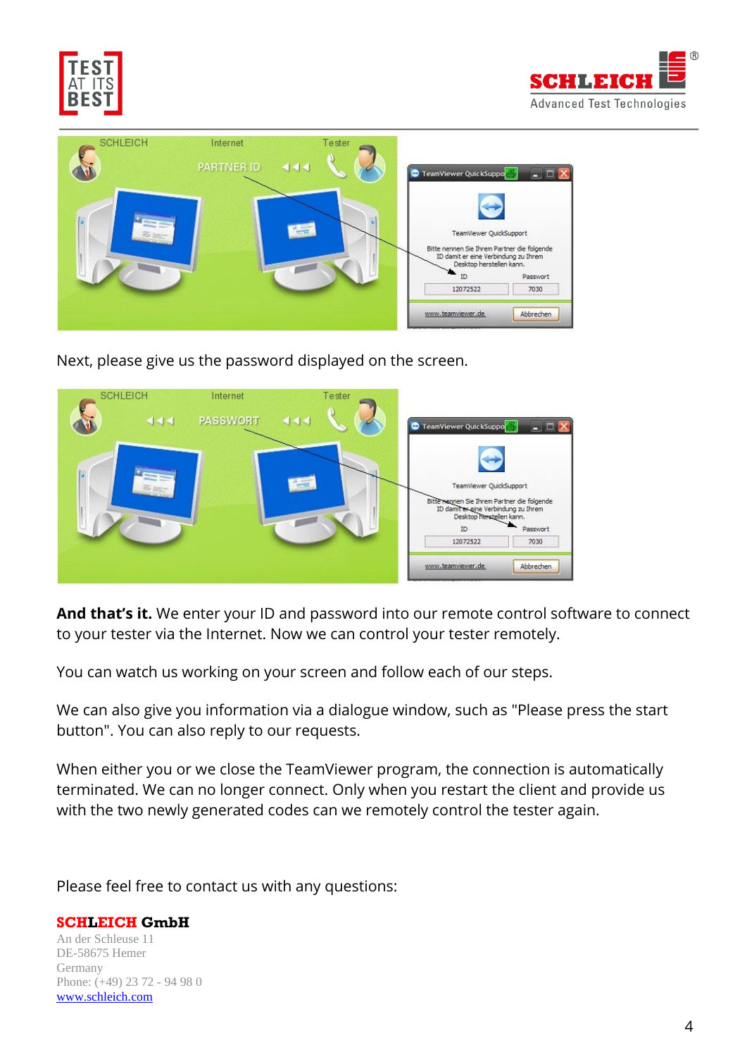Next, please give us the password displayed on the screen.

**And that's it.** We enter your ID and password into our remote control software to connect to your tester via the Internet. Now we can control your tester remotely.

You can watch us working on your screen and follow each of our steps.

We can also give you information via a dialogue window, such as "Please press the start button". You can also reply to our requests.

When either you or we close the TeamViewer program, the connection is automatically terminated. We can no longer connect. Only when you restart the client and provide us with the two newly generated codes can we remotely control the tester again.

Please feel free to contact us with any questions:

**SCHLEICH GmbH**
An der Schleuse 11
DE-58675 Hemer
Germany
Phone: (+49) 23 72 - 94 98 0
[www.schleich.com](http://www.schleich.com)